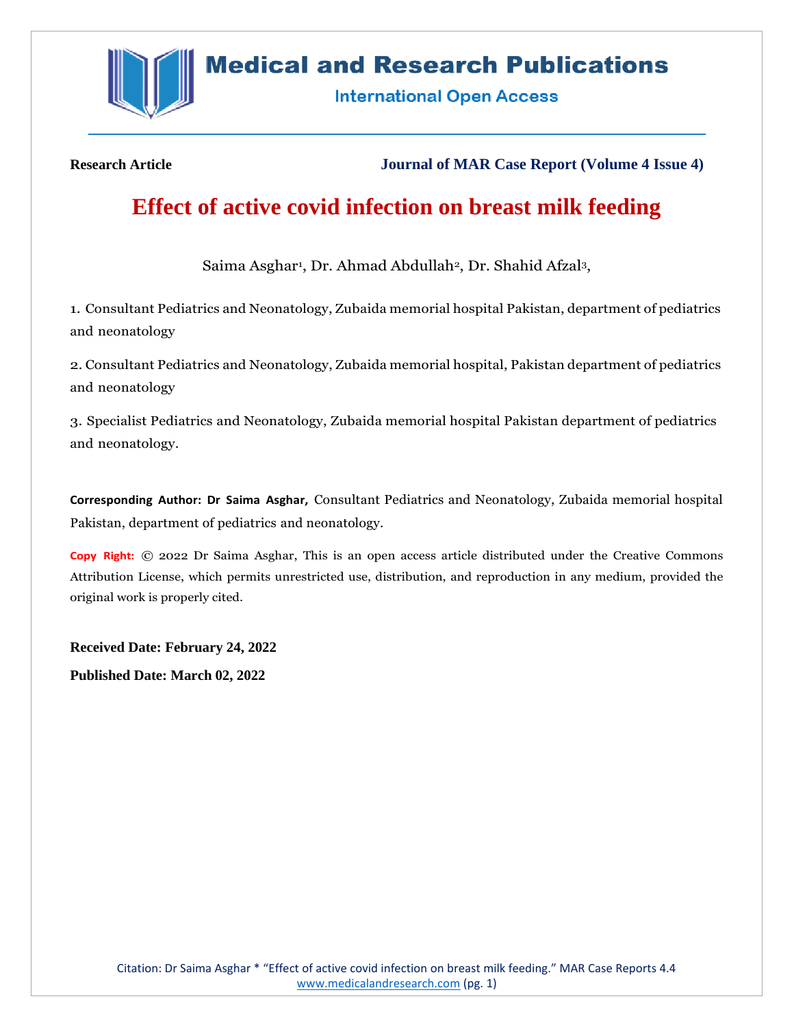Research Article

Journal of MAR Case Report (Volume 4 Issue 4)

# Effect of active covid infection on breast milk feeding

Saima Asghar[1], Dr. Ahmad Abdullah[2], Dr. Shahid Afzal[3],

1. Consultant Pediatrics and Neonatology, Zubaida memorial hospital Pakistan, department of pediatrics and neonatology

2. Consultant Pediatrics and Neonatology, Zubaida memorial hospital, Pakistan department of pediatrics and neonatology

3. Specialist Pediatrics and Neonatology, Zubaida memorial hospital Pakistan department of pediatrics and neonatology.

**Corresponding Author: Dr Saima Asghar,** Consultant Pediatrics and Neonatology, Zubaida memorial hospital Pakistan, department of pediatrics and neonatology.

**Copy Right:** © 2022 Dr Saima Asghar, This is an open access article distributed under the Creative Commons Attribution License, which permits unrestricted use, distribution, and reproduction in any medium, provided the original work is properly cited.

**Received Date: February 24, 2022**

**Published Date: March 02, 2022**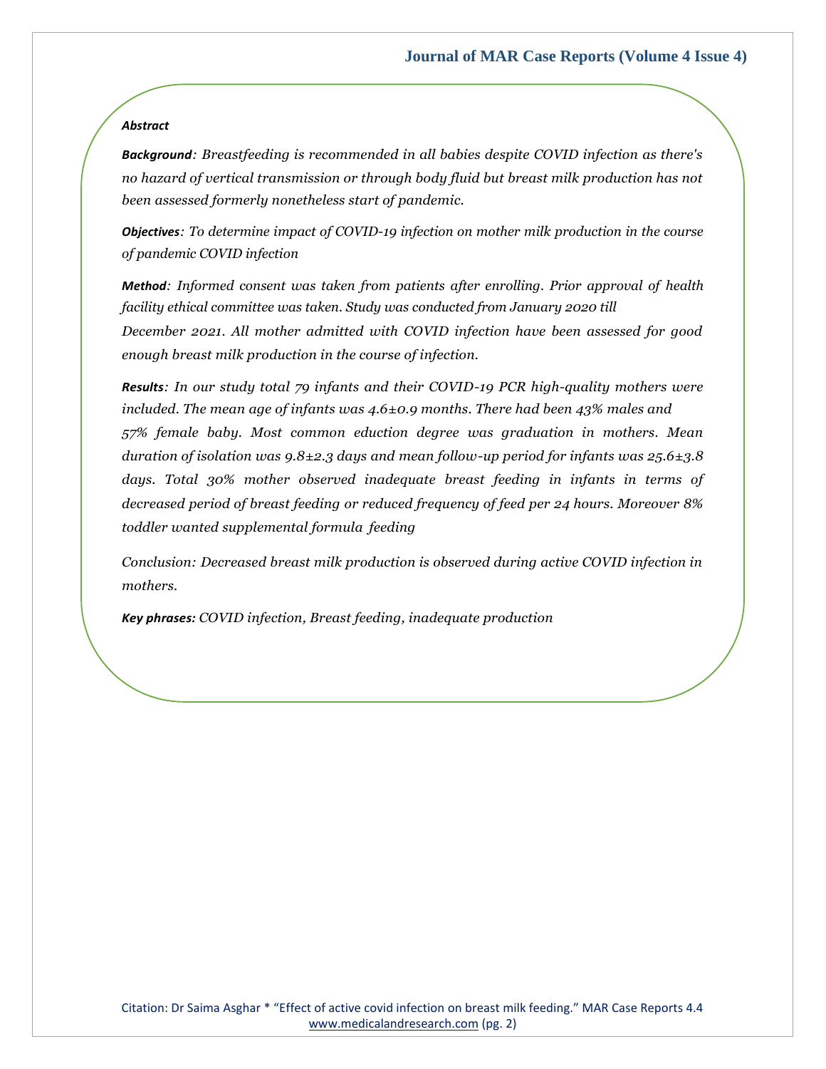***Abstract***

***Background**: Breastfeeding is recommended in all babies despite COVID infection as there's no hazard of vertical transmission or through body fluid but breast milk production has not been assessed formerly nonetheless start of pandemic.*

***Objectives**: To determine impact of COVID-19 infection on mother milk production in the course of pandemic COVID infection*

***Method**: Informed consent was taken from patients after enrolling. Prior approval of health facility ethical committee was taken. Study was conducted from January 2020 till December 2021. All mother admitted with COVID infection have been assessed for good enough breast milk production in the course of infection.*

***Results**: In our study total 79 infants and their COVID-19 PCR high-quality mothers were included. The mean age of infants was 4.6±0.9 months. There had been 43% males and 57% female baby. Most common eduction degree was graduation in mothers. Mean duration of isolation was 9.8±2.3 days and mean follow-up period for infants was 25.6±3.8 days. Total 30% mother observed inadequate breast feeding in infants in terms of decreased period of breast feeding or reduced frequency of feed per 24 hours. Moreover 8% toddler wanted supplemental formula feeding*

*Conclusion: Decreased breast milk production is observed during active COVID infection in mothers.*

***Key phrases:** COVID infection, Breast feeding, inadequate production*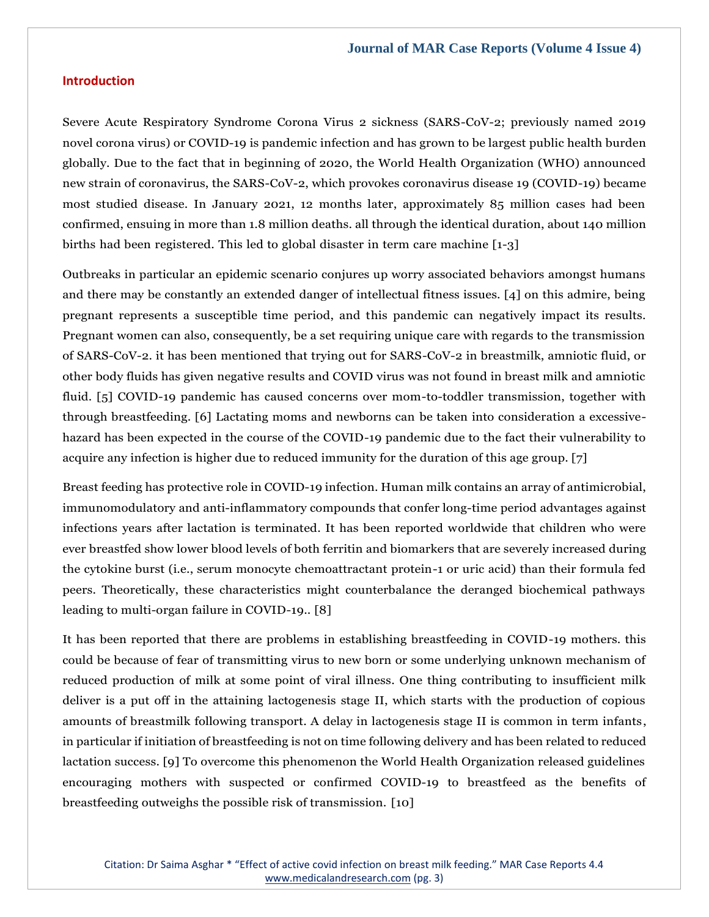## Introduction

Severe Acute Respiratory Syndrome Corona Virus 2 sickness (SARS-CoV-2; previously named 2019 novel corona virus) or COVID-19 is pandemic infection and has grown to be largest public health burden globally. Due to the fact that in beginning of 2020, the World Health Organization (WHO) announced new strain of coronavirus, the SARS-CoV-2, which provokes coronavirus disease 19 (COVID-19) became most studied disease. In January 2021, 12 months later, approximately 85 million cases had been confirmed, ensuing in more than 1.8 million deaths. all through the identical duration, about 140 million births had been registered. This led to global disaster in term care machine [1-3]

Outbreaks in particular an epidemic scenario conjures up worry associated behaviors amongst humans and there may be constantly an extended danger of intellectual fitness issues. [4] on this admire, being pregnant represents a susceptible time period, and this pandemic can negatively impact its results. Pregnant women can also, consequently, be a set requiring unique care with regards to the transmission of SARS-CoV-2. it has been mentioned that trying out for SARS-CoV-2 in breastmilk, amniotic fluid, or other body fluids has given negative results and COVID virus was not found in breast milk and amniotic fluid. [5] COVID-19 pandemic has caused concerns over mom-to-toddler transmission, together with through breastfeeding. [6] Lactating moms and newborns can be taken into consideration a excessive-hazard has been expected in the course of the COVID-19 pandemic due to the fact their vulnerability to acquire any infection is higher due to reduced immunity for the duration of this age group. [7]

Breast feeding has protective role in COVID-19 infection. Human milk contains an array of antimicrobial, immunomodulatory and anti-inflammatory compounds that confer long-time period advantages against infections years after lactation is terminated. It has been reported worldwide that children who were ever breastfed show lower blood levels of both ferritin and biomarkers that are severely increased during the cytokine burst (i.e., serum monocyte chemoattractant protein-1 or uric acid) than their formula fed peers. Theoretically, these characteristics might counterbalance the deranged biochemical pathways leading to multi-organ failure in COVID-19.. [8]

It has been reported that there are problems in establishing breastfeeding in COVID-19 mothers. this could be because of fear of transmitting virus to new born or some underlying unknown mechanism of reduced production of milk at some point of viral illness. One thing contributing to insufficient milk deliver is a put off in the attaining lactogenesis stage II, which starts with the production of copious amounts of breastmilk following transport. A delay in lactogenesis stage II is common in term infants, in particular if initiation of breastfeeding is not on time following delivery and has been related to reduced lactation success. [9] To overcome this phenomenon the World Health Organization released guidelines encouraging mothers with suspected or confirmed COVID-19 to breastfeed as the benefits of breastfeeding outweighs the possible risk of transmission. [10]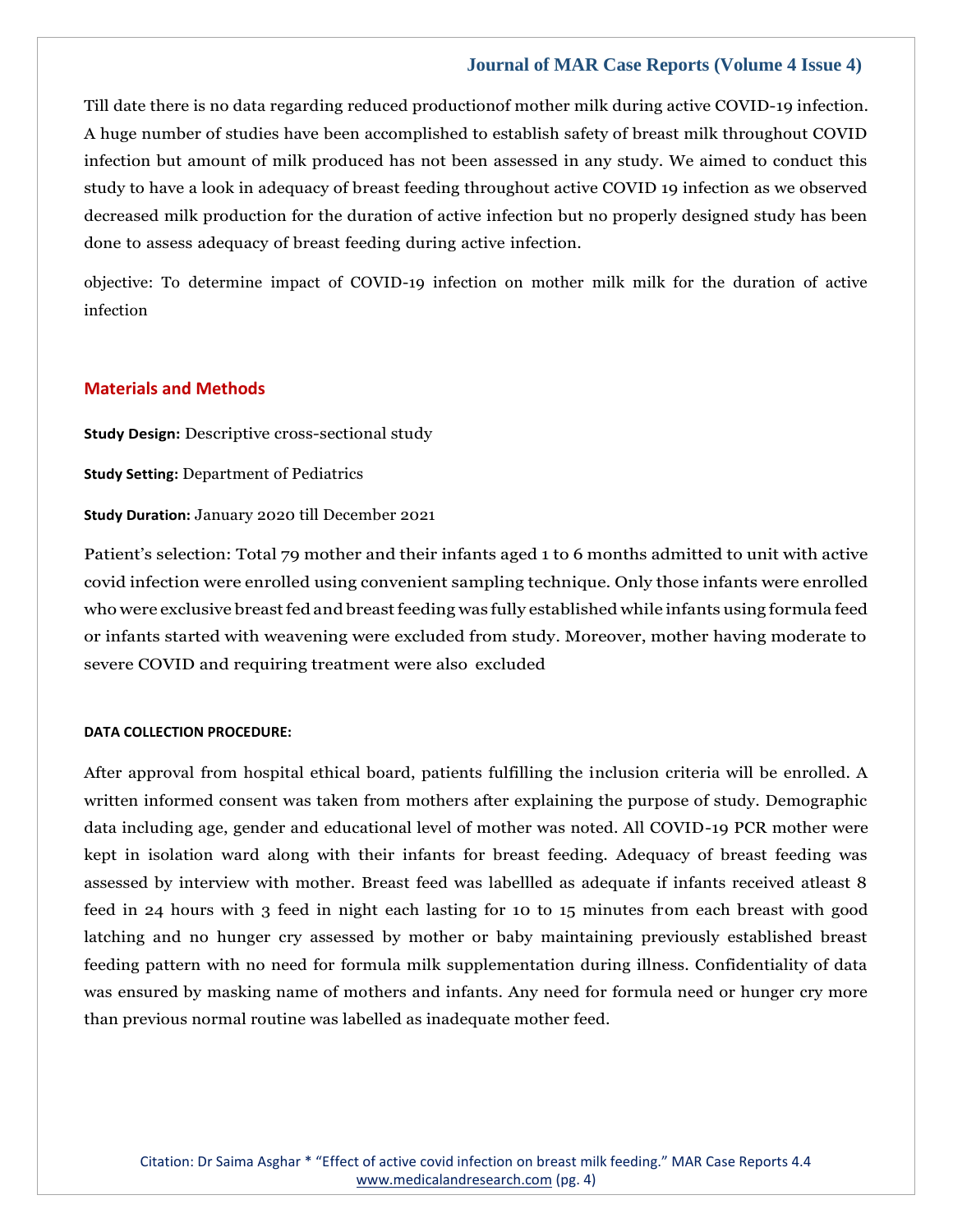Till date there is no data regarding reduced productionof mother milk during active COVID-19 infection. A huge number of studies have been accomplished to establish safety of breast milk throughout COVID infection but amount of milk produced has not been assessed in any study. We aimed to conduct this study to have a look in adequacy of breast feeding throughout active COVID 19 infection as we observed decreased milk production for the duration of active infection but no properly designed study has been done to assess adequacy of breast feeding during active infection.

objective: To determine impact of COVID-19 infection on mother milk milk for the duration of active infection

## Materials and Methods

**Study Design:** Descriptive cross-sectional study

**Study Setting:** Department of Pediatrics

**Study Duration:** January 2020 till December 2021

Patient's selection: Total 79 mother and their infants aged 1 to 6 months admitted to unit with active covid infection were enrolled using convenient sampling technique. Only those infants were enrolled who were exclusive breast fed and breast feeding was fully established while infants using formula feed or infants started with weavening were excluded from study. Moreover, mother having moderate to severe COVID and requiring treatment were also excluded

#### DATA COLLECTION PROCEDURE:

After approval from hospital ethical board, patients fulfilling the inclusion criteria will be enrolled. A written informed consent was taken from mothers after explaining the purpose of study. Demographic data including age, gender and educational level of mother was noted. All COVID-19 PCR mother were kept in isolation ward along with their infants for breast feeding. Adequacy of breast feeding was assessed by interview with mother. Breast feed was labellled as adequate if infants received atleast 8 feed in 24 hours with 3 feed in night each lasting for 10 to 15 minutes from each breast with good latching and no hunger cry assessed by mother or baby maintaining previously established breast feeding pattern with no need for formula milk supplementation during illness. Confidentiality of data was ensured by masking name of mothers and infants. Any need for formula need or hunger cry more than previous normal routine was labelled as inadequate mother feed.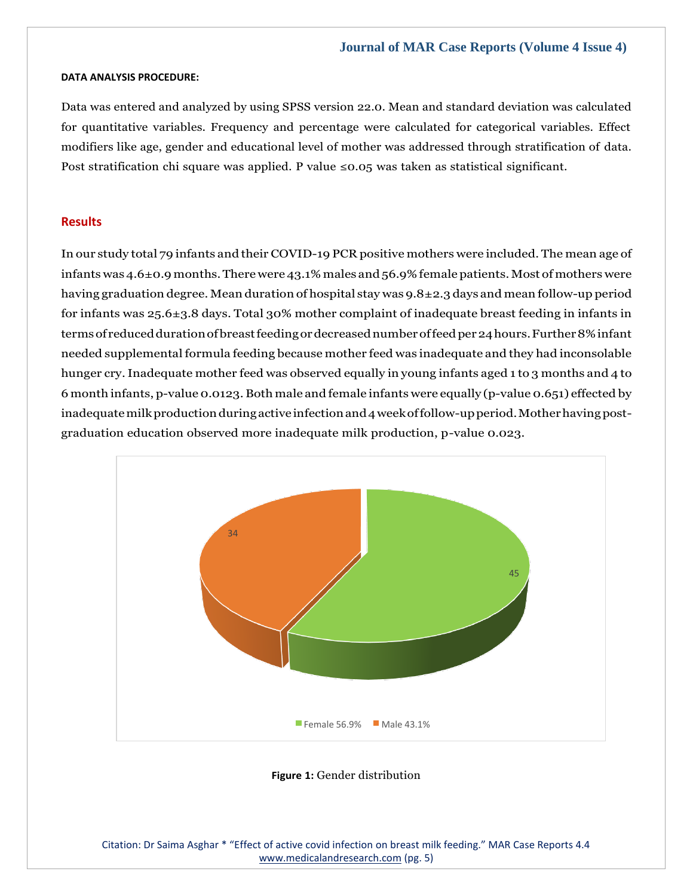**DATA ANALYSIS PROCEDURE:**

Data was entered and analyzed by using SPSS version 22.0. Mean and standard deviation was calculated for quantitative variables. Frequency and percentage were calculated for categorical variables. Effect modifiers like age, gender and educational level of mother was addressed through stratification of data. Post stratification chi square was applied. P value ≤0.05 was taken as statistical significant.

## Results

In our study total 79 infants and their COVID-19 PCR positive mothers were included. The mean age of infants was 4.6±0.9 months. There were 43.1% males and 56.9% female patients. Most of mothers were having graduation degree. Mean duration of hospital stay was 9.8±2.3 days and mean follow-up period for infants was 25.6±3.8 days. Total 30% mother complaint of inadequate breast feeding in infants in terms of reduced duration of breast feeding or decreased number of feed per 24 hours. Further 8% infant needed supplemental formula feeding because mother feed was inadequate and they had inconsolable hunger cry. Inadequate mother feed was observed equally in young infants aged 1 to 3 months and 4 to 6 month infants, p-value 0.0123. Both male and female infants were equally (p-value 0.651) effected by inadequate milk production during active infection and 4 week of follow-up period. Mother having post-graduation education observed more inadequate milk production, p-value 0.023.

**Figure 1:** Gender distribution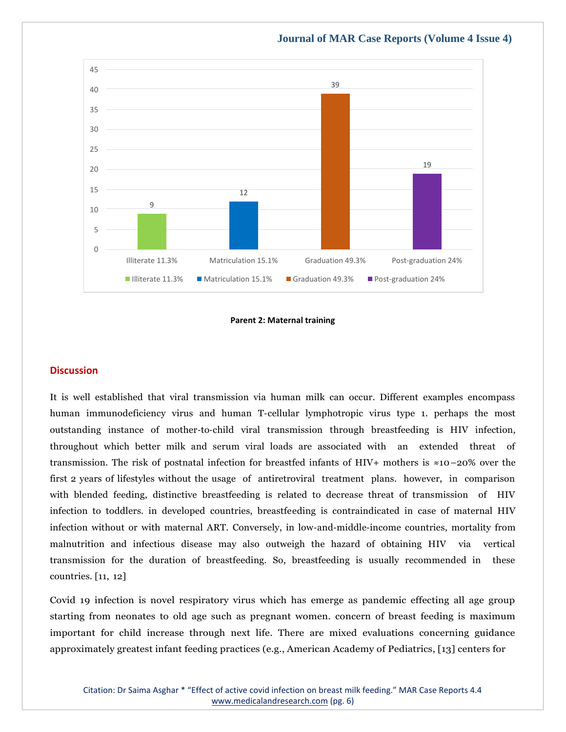| Category | Value |
|---|---|
| Illiterate 11.3% | 9 |
| Matriculation 15.1% | 12 |
| Graduation 49.3% | 39 |
| Post-graduation 24% | 19 |

**Parent 2: Maternal training**

## Discussion

It is well established that viral transmission via human milk can occur. Different examples encompass human immunodeficiency virus and human T-cellular lymphotropic virus type 1. perhaps the most outstanding instance of mother-to-child viral transmission through breastfeeding is HIV infection, throughout which better milk and serum viral loads are associated with an extended threat of transmission. The risk of postnatal infection for breastfed infants of HIV+ mothers is ≈10–20% over the first 2 years of lifestyles without the usage of antiretroviral treatment plans. however, in comparison with blended feeding, distinctive breastfeeding is related to decrease threat of transmission of HIV infection to toddlers. in developed countries, breastfeeding is contraindicated in case of maternal HIV infection without or with maternal ART. Conversely, in low-and-middle-income countries, mortality from malnutrition and infectious disease may also outweigh the hazard of obtaining HIV via vertical transmission for the duration of breastfeeding. So, breastfeeding is usually recommended in these countries. [11, 12]

Covid 19 infection is novel respiratory virus which has emerge as pandemic effecting all age group starting from neonates to old age such as pregnant women. concern of breast feeding is maximum important for child increase through next life. There are mixed evaluations concerning guidance approximately greatest infant feeding practices (e.g., American Academy of Pediatrics, [13] centers for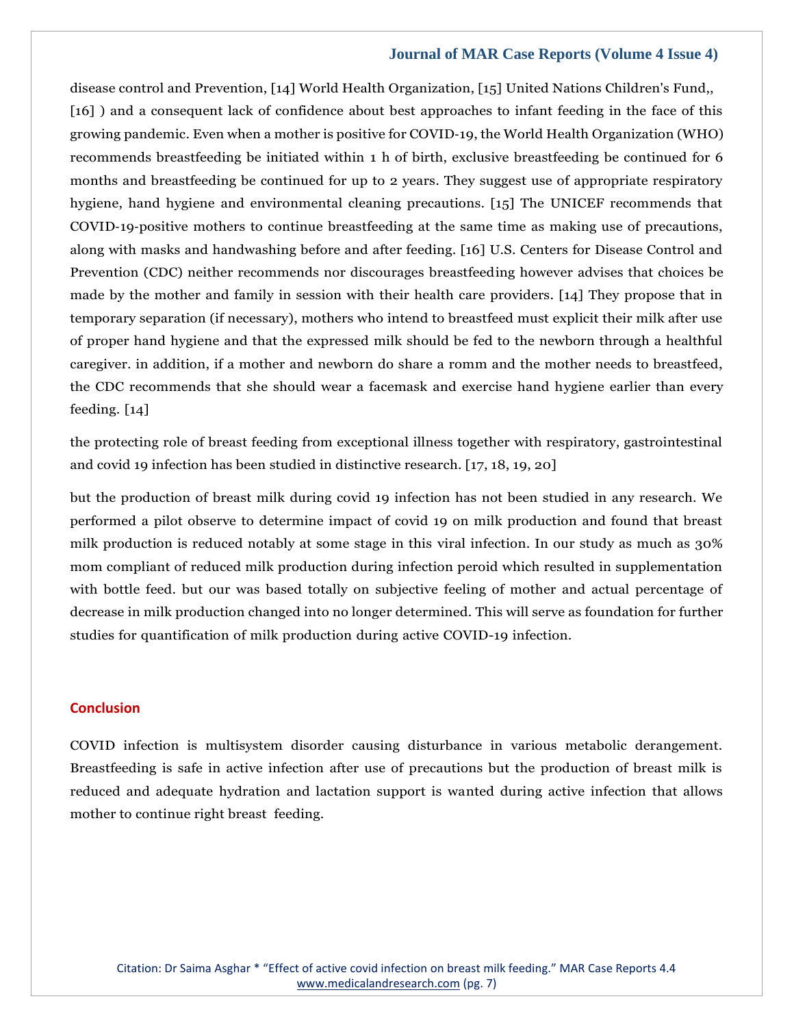disease control and Prevention, [14] World Health Organization, [15] United Nations Children's Fund,, [16] ) and a consequent lack of confidence about best approaches to infant feeding in the face of this growing pandemic. Even when a mother is positive for COVID-19, the World Health Organization (WHO) recommends breastfeeding be initiated within 1 h of birth, exclusive breastfeeding be continued for 6 months and breastfeeding be continued for up to 2 years. They suggest use of appropriate respiratory hygiene, hand hygiene and environmental cleaning precautions. [15] The UNICEF recommends that COVID-19-positive mothers to continue breastfeeding at the same time as making use of precautions, along with masks and handwashing before and after feeding. [16] U.S. Centers for Disease Control and Prevention (CDC) neither recommends nor discourages breastfeeding however advises that choices be made by the mother and family in session with their health care providers. [14] They propose that in temporary separation (if necessary), mothers who intend to breastfeed must explicit their milk after use of proper hand hygiene and that the expressed milk should be fed to the newborn through a healthful caregiver. in addition, if a mother and newborn do share a romm and the mother needs to breastfeed, the CDC recommends that she should wear a facemask and exercise hand hygiene earlier than every feeding. [14]

the protecting role of breast feeding from exceptional illness together with respiratory, gastrointestinal and covid 19 infection has been studied in distinctive research. [17, 18, 19, 20]

but the production of breast milk during covid 19 infection has not been studied in any research. We performed a pilot observe to determine impact of covid 19 on milk production and found that breast milk production is reduced notably at some stage in this viral infection. In our study as much as 30% mom compliant of reduced milk production during infection peroid which resulted in supplementation with bottle feed. but our was based totally on subjective feeling of mother and actual percentage of decrease in milk production changed into no longer determined. This will serve as foundation for further studies for quantification of milk production during active COVID-19 infection.

## Conclusion

COVID infection is multisystem disorder causing disturbance in various metabolic derangement. Breastfeeding is safe in active infection after use of precautions but the production of breast milk is reduced and adequate hydration and lactation support is wanted during active infection that allows mother to continue right breast feeding.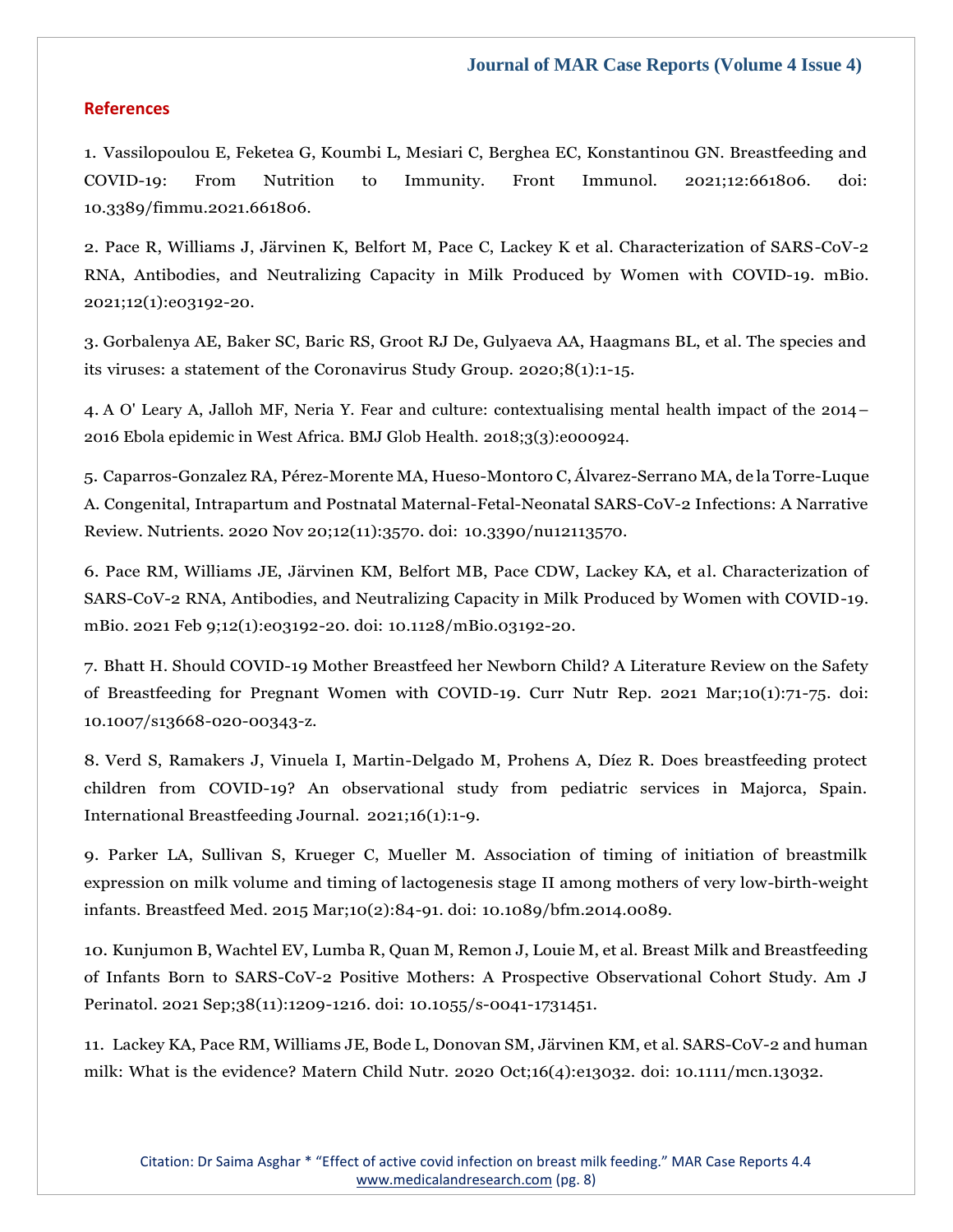## References

1. Vassilopoulou E, Feketea G, Koumbi L, Mesiari C, Berghea EC, Konstantinou GN. Breastfeeding and COVID-19: From Nutrition to Immunity. Front Immunol. 2021;12:661806. doi: 10.3389/fimmu.2021.661806.

2. Pace R, Williams J, Järvinen K, Belfort M, Pace C, Lackey K et al. Characterization of SARS-CoV-2 RNA, Antibodies, and Neutralizing Capacity in Milk Produced by Women with COVID-19. mBio. 2021;12(1):e03192-20.

3. Gorbalenya AE, Baker SC, Baric RS, Groot RJ De, Gulyaeva AA, Haagmans BL, et al. The species and its viruses: a statement of the Coronavirus Study Group. 2020;8(1):1-15.

4. A O' Leary A, Jalloh MF, Neria Y. Fear and culture: contextualising mental health impact of the 2014–2016 Ebola epidemic in West Africa. BMJ Glob Health. 2018;3(3):e000924.

5. Caparros-Gonzalez RA, Pérez-Morente MA, Hueso-Montoro C, Álvarez-Serrano MA, de la Torre-Luque A. Congenital, Intrapartum and Postnatal Maternal-Fetal-Neonatal SARS-CoV-2 Infections: A Narrative Review. Nutrients. 2020 Nov 20;12(11):3570. doi: 10.3390/nu12113570.

6. Pace RM, Williams JE, Järvinen KM, Belfort MB, Pace CDW, Lackey KA, et al. Characterization of SARS-CoV-2 RNA, Antibodies, and Neutralizing Capacity in Milk Produced by Women with COVID-19. mBio. 2021 Feb 9;12(1):e03192-20. doi: 10.1128/mBio.03192-20.

7. Bhatt H. Should COVID-19 Mother Breastfeed her Newborn Child? A Literature Review on the Safety of Breastfeeding for Pregnant Women with COVID-19. Curr Nutr Rep. 2021 Mar;10(1):71-75. doi: 10.1007/s13668-020-00343-z.

8. Verd S, Ramakers J, Vinuela I, Martin-Delgado M, Prohens A, Díez R. Does breastfeeding protect children from COVID-19? An observational study from pediatric services in Majorca, Spain. International Breastfeeding Journal. 2021;16(1):1-9.

9. Parker LA, Sullivan S, Krueger C, Mueller M. Association of timing of initiation of breastmilk expression on milk volume and timing of lactogenesis stage II among mothers of very low-birth-weight infants. Breastfeed Med. 2015 Mar;10(2):84-91. doi: 10.1089/bfm.2014.0089.

10. Kunjumon B, Wachtel EV, Lumba R, Quan M, Remon J, Louie M, et al. Breast Milk and Breastfeeding of Infants Born to SARS-CoV-2 Positive Mothers: A Prospective Observational Cohort Study. Am J Perinatol. 2021 Sep;38(11):1209-1216. doi: 10.1055/s-0041-1731451.

11. Lackey KA, Pace RM, Williams JE, Bode L, Donovan SM, Järvinen KM, et al. SARS-CoV-2 and human milk: What is the evidence? Matern Child Nutr. 2020 Oct;16(4):e13032. doi: 10.1111/mcn.13032.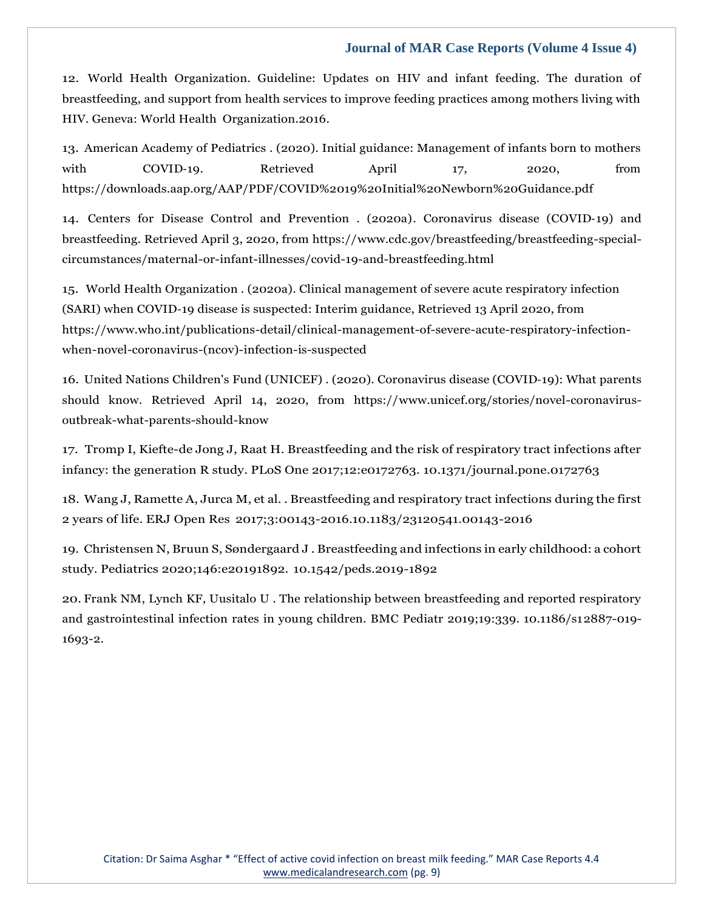12. World Health Organization. Guideline: Updates on HIV and infant feeding. The duration of breastfeeding, and support from health services to improve feeding practices among mothers living with HIV. Geneva: World Health Organization.2016.

13. American Academy of Pediatrics . (2020). Initial guidance: Management of infants born to mothers with COVID-19. Retrieved April 17, 2020, from https://downloads.aap.org/AAP/PDF/COVID%2019%20Initial%20Newborn%20Guidance.pdf

14. Centers for Disease Control and Prevention . (2020a). Coronavirus disease (COVID-19) and breastfeeding. Retrieved April 3, 2020, from https://www.cdc.gov/breastfeeding/breastfeeding-special-circumstances/maternal-or-infant-illnesses/covid-19-and-breastfeeding.html

15. World Health Organization . (2020a). Clinical management of severe acute respiratory infection (SARI) when COVID-19 disease is suspected: Interim guidance, Retrieved 13 April 2020, from https://www.who.int/publications-detail/clinical-management-of-severe-acute-respiratory-infection-when-novel-coronavirus-(ncov)-infection-is-suspected

16. United Nations Children's Fund (UNICEF) . (2020). Coronavirus disease (COVID-19): What parents should know. Retrieved April 14, 2020, from https://www.unicef.org/stories/novel-coronavirus-outbreak-what-parents-should-know

17. Tromp I, Kiefte-de Jong J, Raat H. Breastfeeding and the risk of respiratory tract infections after infancy: the generation R study. PLoS One 2017;12:e0172763. 10.1371/journal.pone.0172763

18. Wang J, Ramette A, Jurca M, et al. . Breastfeeding and respiratory tract infections during the first 2 years of life. ERJ Open Res 2017;3:00143-2016.10.1183/23120541.00143-2016

19. Christensen N, Bruun S, Søndergaard J . Breastfeeding and infections in early childhood: a cohort study. Pediatrics 2020;146:e20191892. 10.1542/peds.2019-1892

20. Frank NM, Lynch KF, Uusitalo U . The relationship between breastfeeding and reported respiratory and gastrointestinal infection rates in young children. BMC Pediatr 2019;19:339. 10.1186/s12887-019-1693-2.